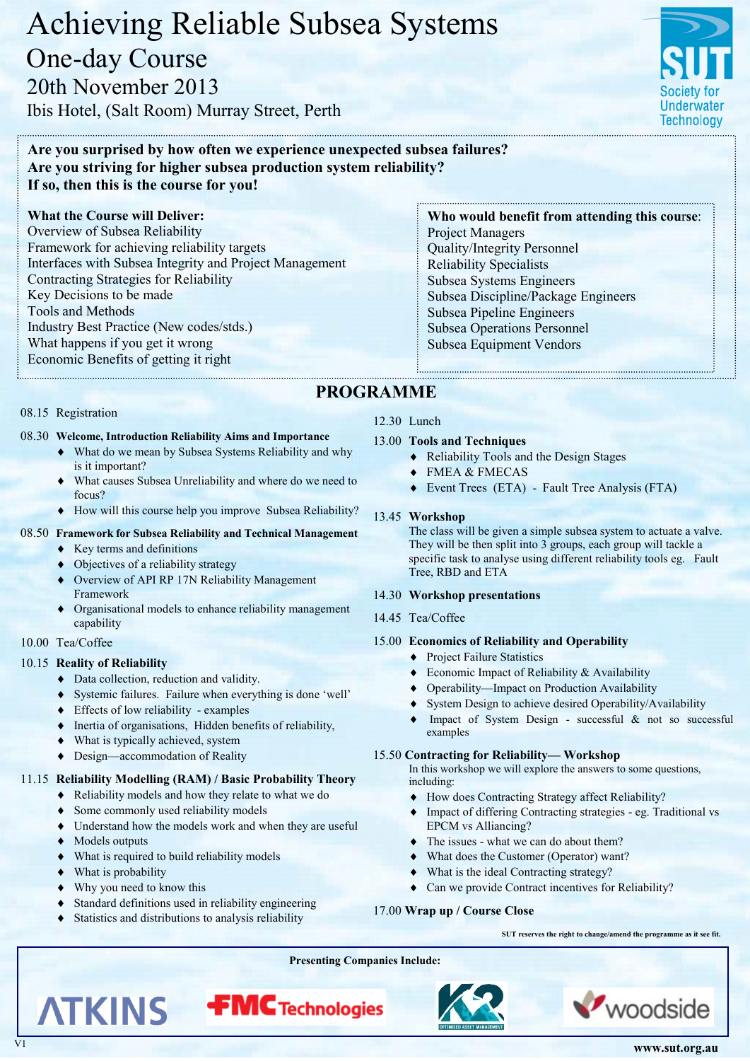# Achieving Reliable Subsea Systems

## One-day Course

## 20th November 2013

Ibis Hotel, (Salt Room) Murray Street, Perth

SUT Society for Underwater Technology

**Are you surprised by how often we experience unexpected subsea failures?**
**Are you striving for higher subsea production system reliability?**
**If so, then this is the course for you!**

**What the Course will Deliver:**

- Overview of Subsea Reliability
- Framework for achieving reliability targets
- Interfaces with Subsea Integrity and Project Management
- Contracting Strategies for Reliability
- Key Decisions to be made
- Tools and Methods
- Industry Best Practice (New codes/stds.)
- What happens if you get it wrong
- Economic Benefits of getting it right

**Who would benefit from attending this course:**

- Project Managers
- Quality/Integrity Personnel
- Reliability Specialists
- Subsea Systems Engineers
- Subsea Discipline/Package Engineers
- Subsea Pipeline Engineers
- Subsea Operations Personnel
- Subsea Equipment Vendors

## PROGRAMME

08.15 Registration

08.30 **Welcome, Introduction Reliability Aims and Importance**

- What do we mean by Subsea Systems Reliability and why is it important?
- What causes Subsea Unreliability and where do we need to focus?
- How will this course help you improve Subsea Reliability?

08.50 **Framework for Subsea Reliability and Technical Management**

- Key terms and definitions
- Objectives of a reliability strategy
- Overview of API RP 17N Reliability Management Framework
- Organisational models to enhance reliability management capability

10.00 Tea/Coffee

10.15 **Reality of Reliability**

- Data collection, reduction and validity.
- Systemic failures. Failure when everything is done 'well'
- Effects of low reliability - examples
- Inertia of organisations, Hidden benefits of reliability,
- What is typically achieved, system
- Design—accommodation of Reality

11.15 **Reliability Modelling (RAM) / Basic Probability Theory**

- Reliability models and how they relate to what we do
- Some commonly used reliability models
- Understand how the models work and when they are useful
- Models outputs
- What is required to build reliability models
- What is probability
- Why you need to know this
- Standard definitions used in reliability engineering
- Statistics and distributions to analysis reliability

12.30 Lunch

13.00 **Tools and Techniques**

- Reliability Tools and the Design Stages
- FMEA & FMECAS
- Event Trees (ETA) - Fault Tree Analysis (FTA)

13.45 **Workshop**

The class will be given a simple subsea system to actuate a valve. They will be then split into 3 groups, each group will tackle a specific task to analyse using different reliability tools eg. Fault Tree, RBD and ETA

14.30 **Workshop presentations**

14.45 Tea/Coffee

15.00 **Economics of Reliability and Operability**

- Project Failure Statistics
- Economic Impact of Reliability & Availability
- Operability—Impact on Production Availability
- System Design to achieve desired Operability/Availability
- Impact of System Design - successful & not so successful examples

15.50 **Contracting for Reliability— Workshop**

In this workshop we will explore the answers to some questions, including:

- How does Contracting Strategy affect Reliability?
- Impact of differing Contracting strategies - eg. Traditional vs EPCM vs Alliancing?
- The issues - what we can do about them?
- What does the Customer (Operator) want?
- What is the ideal Contracting strategy?
- Can we provide Contract incentives for Reliability?

17.00 **Wrap up / Course Close**

**SUT reserves the right to change/amend the programme as it see fit.**

**Presenting Companies Include:**

ATKINS | FMC Technologies | K2 Optimised Asset Management | woodside

V1

www.sut.org.au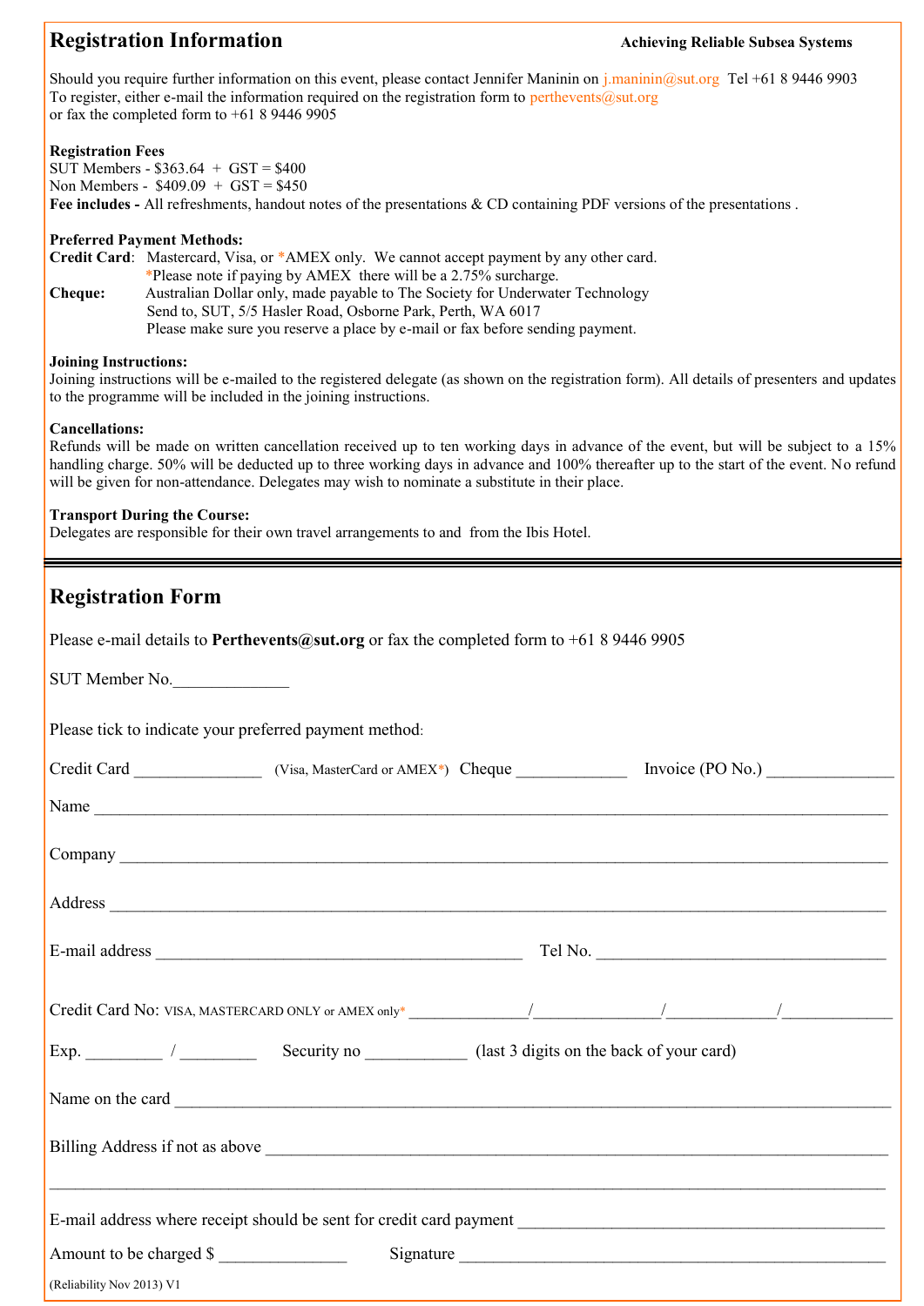## Registration Information

**Achieving Reliable Subsea Systems**

Should you require further information on this event, please contact Jennifer Maninin on j.maninin@sut.org Tel +61 8 9446 9903
To register, either e-mail the information required on the registration form to perthevents@sut.org
or fax the completed form to +61 8 9446 9905

**Registration Fees**
SUT Members - $363.64 + GST = $400
Non Members - $409.09 + GST = $450
**Fee includes -** All refreshments, handout notes of the presentations & CD containing PDF versions of the presentations .

**Preferred Payment Methods:**
**Credit Card**: Mastercard, Visa, or *AMEX only. We cannot accept payment by any other card.
*Please note if paying by AMEX there will be a 2.75% surcharge.
**Cheque:** Australian Dollar only, made payable to The Society for Underwater Technology
Send to, SUT, 5/5 Hasler Road, Osborne Park, Perth, WA 6017
Please make sure you reserve a place by e-mail or fax before sending payment.

**Joining Instructions:**
Joining instructions will be e-mailed to the registered delegate (as shown on the registration form). All details of presenters and updates to the programme will be included in the joining instructions.

**Cancellations:**
Refunds will be made on written cancellation received up to ten working days in advance of the event, but will be subject to a 15% handling charge. 50% will be deducted up to three working days in advance and 100% thereafter up to the start of the event. No refund will be given for non-attendance. Delegates may wish to nominate a substitute in their place.

**Transport During the Course:**
Delegates are responsible for their own travel arrangements to and from the Ibis Hotel.

---

## Registration Form

Please e-mail details to **Perthevents@sut.org** or fax the completed form to +61 8 9446 9905

SUT Member No.______________

Please tick to indicate your preferred payment method:

Credit Card _______________ (Visa, MasterCard or AMEX*) Cheque _____________ Invoice (PO No.) _______________

Name ____________________________________________________________________________________________

Company _________________________________________________________________________________________

Address _________________________________________________________________________________________

E-mail address ___________________________________________ Tel No. __________________________________

Credit Card No: VISA, MASTERCARD ONLY or AMEX only* ______________/_______________/_____________/_____________

Exp. _________ / _________ Security no ____________ (last 3 digits on the back of your card)

Name on the card ____________________________________________________________________________________

Billing Address if not as above ___________________________________________________________________________

_________________________________________________________________________________________________

E-mail address where receipt should be sent for credit card payment ____________________________________________

Amount to be charged $ _______________ Signature ____________________________________________________

(Reliability Nov 2013) V1